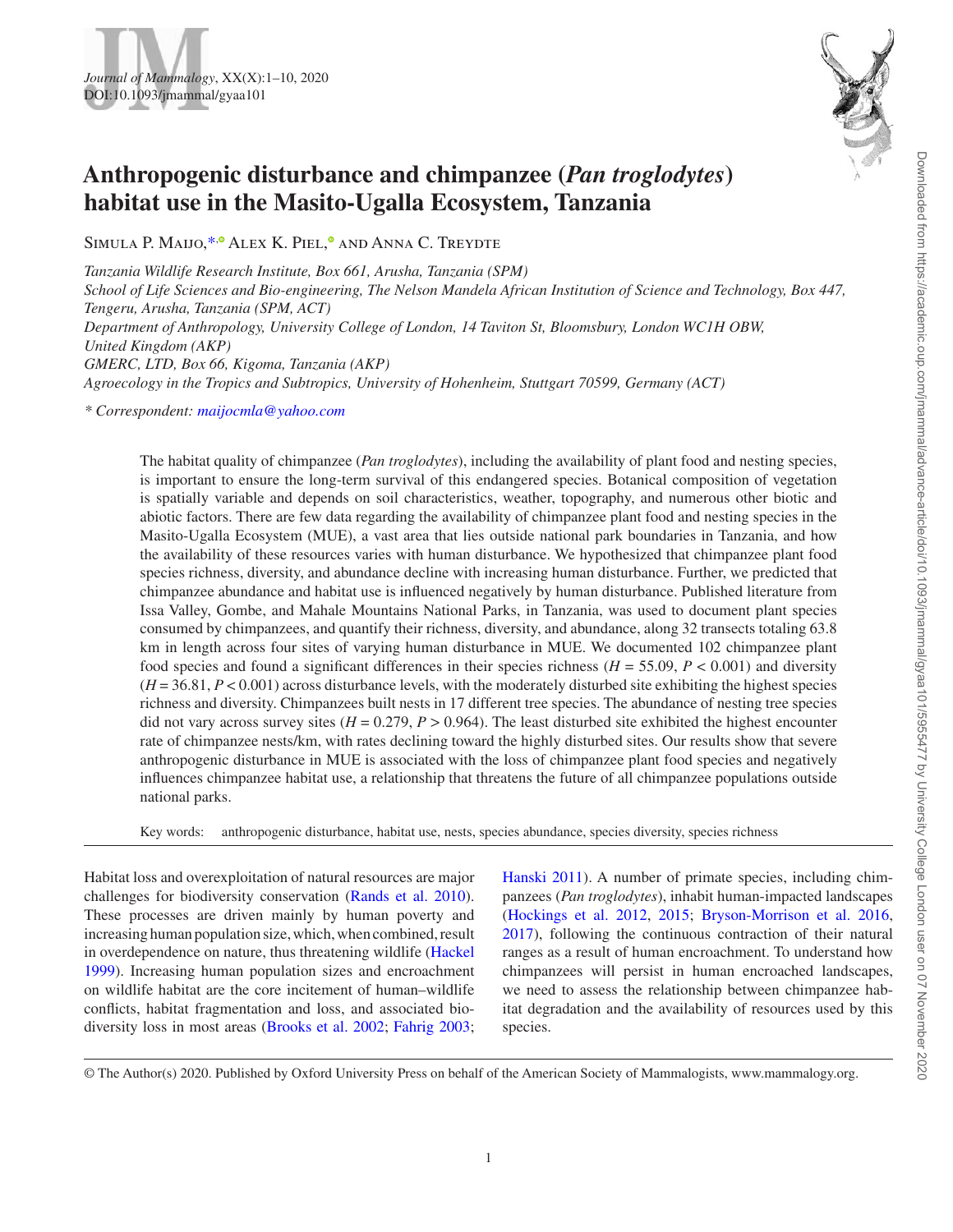# Anthropogenic disturbance and chimpanzee (*Pan troglodytes*) habitat use in the Masito-Ugalla Ecosystem, Tanzania

Simula P. Maijo,* Alex K. Piel, and Anna C. Treydte

*Tanzania Wildlife Research Institute, Box 661, Arusha, Tanzania (SPM)*
*School of Life Sciences and Bio-engineering, The Nelson Mandela African Institution of Science and Technology, Box 447, Tengeru, Arusha, Tanzania (SPM, ACT)*
*Department of Anthropology, University College of London, 14 Taviton St, Bloomsbury, London WC1H OBW, United Kingdom (AKP)*
*GMERC, LTD, Box 66, Kigoma, Tanzania (AKP)*
*Agroecology in the Tropics and Subtropics, University of Hohenheim, Stuttgart 70599, Germany (ACT)*

*\* Correspondent: maijocmla@yahoo.com*

The habitat quality of chimpanzee (*Pan troglodytes*), including the availability of plant food and nesting species, is important to ensure the long-term survival of this endangered species. Botanical composition of vegetation is spatially variable and depends on soil characteristics, weather, topography, and numerous other biotic and abiotic factors. There are few data regarding the availability of chimpanzee plant food and nesting species in the Masito-Ugalla Ecosystem (MUE), a vast area that lies outside national park boundaries in Tanzania, and how the availability of these resources varies with human disturbance. We hypothesized that chimpanzee plant food species richness, diversity, and abundance decline with increasing human disturbance. Further, we predicted that chimpanzee abundance and habitat use is influenced negatively by human disturbance. Published literature from Issa Valley, Gombe, and Mahale Mountains National Parks, in Tanzania, was used to document plant species consumed by chimpanzees, and quantify their richness, diversity, and abundance, along 32 transects totaling 63.8 km in length across four sites of varying human disturbance in MUE. We documented 102 chimpanzee plant food species and found a significant differences in their species richness ($H = 55.09$, $P < 0.001$) and diversity ($H = 36.81$, $P < 0.001$) across disturbance levels, with the moderately disturbed site exhibiting the highest species richness and diversity. Chimpanzees built nests in 17 different tree species. The abundance of nesting tree species did not vary across survey sites ($H = 0.279$, $P > 0.964$). The least disturbed site exhibited the highest encounter rate of chimpanzee nests/km, with rates declining toward the highly disturbed sites. Our results show that severe anthropogenic disturbance in MUE is associated with the loss of chimpanzee plant food species and negatively influences chimpanzee habitat use, a relationship that threatens the future of all chimpanzee populations outside national parks.

Key words: anthropogenic disturbance, habitat use, nests, species abundance, species diversity, species richness

Habitat loss and overexploitation of natural resources are major challenges for biodiversity conservation (Rands et al. 2010). These processes are driven mainly by human poverty and increasing human population size, which, when combined, result in overdependence on nature, thus threatening wildlife (Hackel 1999). Increasing human population sizes and encroachment on wildlife habitat are the core incitement of human–wildlife conflicts, habitat fragmentation and loss, and associated biodiversity loss in most areas (Brooks et al. 2002; Fahrig 2003; Hanski 2011). A number of primate species, including chimpanzees (*Pan troglodytes*), inhabit human-impacted landscapes (Hockings et al. 2012, 2015; Bryson-Morrison et al. 2016, 2017), following the continuous contraction of their natural ranges as a result of human encroachment. To understand how chimpanzees will persist in human encroached landscapes, we need to assess the relationship between chimpanzee habitat degradation and the availability of resources used by this species.

© The Author(s) 2020. Published by Oxford University Press on behalf of the American Society of Mammalogists, www.mammalogy.org.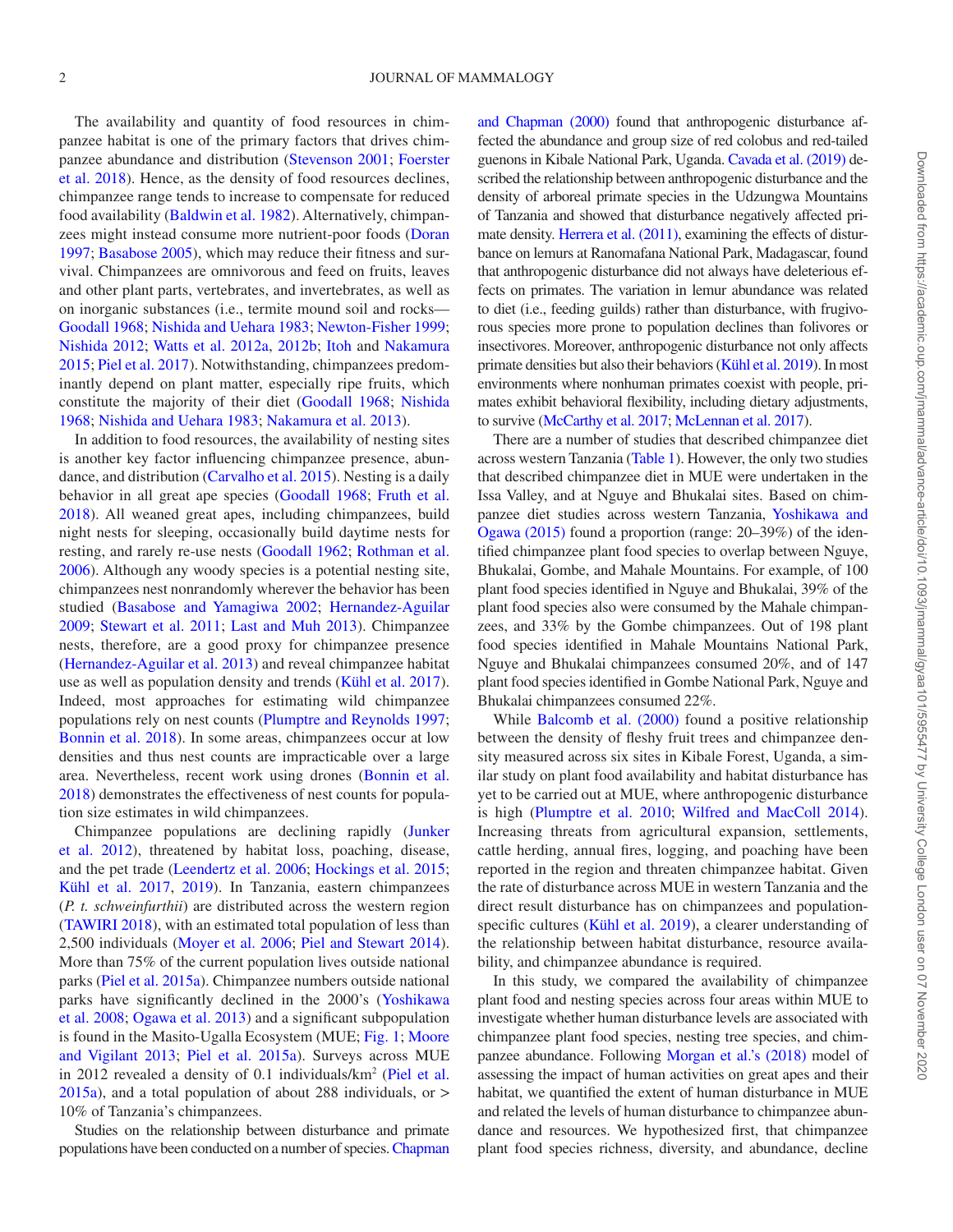The availability and quantity of food resources in chimpanzee habitat is one of the primary factors that drives chimpanzee abundance and distribution (Stevenson 2001; Foerster et al. 2018). Hence, as the density of food resources declines, chimpanzee range tends to increase to compensate for reduced food availability (Baldwin et al. 1982). Alternatively, chimpanzees might instead consume more nutrient-poor foods (Doran 1997; Basabose 2005), which may reduce their fitness and survival. Chimpanzees are omnivorous and feed on fruits, leaves and other plant parts, vertebrates, and invertebrates, as well as on inorganic substances (i.e., termite mound soil and rocks—Goodall 1968; Nishida and Uehara 1983; Newton-Fisher 1999; Nishida 2012; Watts et al. 2012a, 2012b; Itoh and Nakamura 2015; Piel et al. 2017). Notwithstanding, chimpanzees predominantly depend on plant matter, especially ripe fruits, which constitute the majority of their diet (Goodall 1968; Nishida 1968; Nishida and Uehara 1983; Nakamura et al. 2013).

In addition to food resources, the availability of nesting sites is another key factor influencing chimpanzee presence, abundance, and distribution (Carvalho et al. 2015). Nesting is a daily behavior in all great ape species (Goodall 1968; Fruth et al. 2018). All weaned great apes, including chimpanzees, build night nests for sleeping, occasionally build daytime nests for resting, and rarely re-use nests (Goodall 1962; Rothman et al. 2006). Although any woody species is a potential nesting site, chimpanzees nest nonrandomly wherever the behavior has been studied (Basabose and Yamagiwa 2002; Hernandez-Aguilar 2009; Stewart et al. 2011; Last and Muh 2013). Chimpanzee nests, therefore, are a good proxy for chimpanzee presence (Hernandez-Aguilar et al. 2013) and reveal chimpanzee habitat use as well as population density and trends (Kühl et al. 2017). Indeed, most approaches for estimating wild chimpanzee populations rely on nest counts (Plumptre and Reynolds 1997; Bonnin et al. 2018). In some areas, chimpanzees occur at low densities and thus nest counts are impracticable over a large area. Nevertheless, recent work using drones (Bonnin et al. 2018) demonstrates the effectiveness of nest counts for population size estimates in wild chimpanzees.

Chimpanzee populations are declining rapidly (Junker et al. 2012), threatened by habitat loss, poaching, disease, and the pet trade (Leendertz et al. 2006; Hockings et al. 2015; Kühl et al. 2017, 2019). In Tanzania, eastern chimpanzees (*P. t. schweinfurthii*) are distributed across the western region (TAWIRI 2018), with an estimated total population of less than 2,500 individuals (Moyer et al. 2006; Piel and Stewart 2014). More than 75% of the current population lives outside national parks (Piel et al. 2015a). Chimpanzee numbers outside national parks have significantly declined in the 2000's (Yoshikawa et al. 2008; Ogawa et al. 2013) and a significant subpopulation is found in the Masito-Ugalla Ecosystem (MUE; Fig. 1; Moore and Vigilant 2013; Piel et al. 2015a). Surveys across MUE in 2012 revealed a density of 0.1 individuals/km$^2$ (Piel et al. 2015a), and a total population of about 288 individuals, or > 10% of Tanzania's chimpanzees.

Studies on the relationship between disturbance and primate populations have been conducted on a number of species. Chapman and Chapman (2000) found that anthropogenic disturbance affected the abundance and group size of red colobus and red-tailed guenons in Kibale National Park, Uganda. Cavada et al. (2019) described the relationship between anthropogenic disturbance and the density of arboreal primate species in the Udzungwa Mountains of Tanzania and showed that disturbance negatively affected primate density. Herrera et al. (2011), examining the effects of disturbance on lemurs at Ranomafana National Park, Madagascar, found that anthropogenic disturbance did not always have deleterious effects on primates. The variation in lemur abundance was related to diet (i.e., feeding guilds) rather than disturbance, with frugivorous species more prone to population declines than folivores or insectivores. Moreover, anthropogenic disturbance not only affects primate densities but also their behaviors (Kühl et al. 2019). In most environments where nonhuman primates coexist with people, primates exhibit behavioral flexibility, including dietary adjustments, to survive (McCarthy et al. 2017; McLennan et al. 2017).

There are a number of studies that described chimpanzee diet across western Tanzania (Table 1). However, the only two studies that described chimpanzee diet in MUE were undertaken in the Issa Valley, and at Nguye and Bhukalai sites. Based on chimpanzee diet studies across western Tanzania, Yoshikawa and Ogawa (2015) found a proportion (range: 20–39%) of the identified chimpanzee plant food species to overlap between Nguye, Bhukalai, Gombe, and Mahale Mountains. For example, of 100 plant food species identified in Nguye and Bhukalai, 39% of the plant food species also were consumed by the Mahale chimpanzees, and 33% by the Gombe chimpanzees. Out of 198 plant food species identified in Mahale Mountains National Park, Nguye and Bhukalai chimpanzees consumed 20%, and of 147 plant food species identified in Gombe National Park, Nguye and Bhukalai chimpanzees consumed 22%.

While Balcomb et al. (2000) found a positive relationship between the density of fleshy fruit trees and chimpanzee density measured across six sites in Kibale Forest, Uganda, a similar study on plant food availability and habitat disturbance has yet to be carried out at MUE, where anthropogenic disturbance is high (Plumptre et al. 2010; Wilfred and MacColl 2014). Increasing threats from agricultural expansion, settlements, cattle herding, annual fires, logging, and poaching have been reported in the region and threaten chimpanzee habitat. Given the rate of disturbance across MUE in western Tanzania and the direct result disturbance has on chimpanzees and population-specific cultures (Kühl et al. 2019), a clearer understanding of the relationship between habitat disturbance, resource availability, and chimpanzee abundance is required.

In this study, we compared the availability of chimpanzee plant food and nesting species across four areas within MUE to investigate whether human disturbance levels are associated with chimpanzee plant food species, nesting tree species, and chimpanzee abundance. Following Morgan et al.'s (2018) model of assessing the impact of human activities on great apes and their habitat, we quantified the extent of human disturbance in MUE and related the levels of human disturbance to chimpanzee abundance and resources. We hypothesized first, that chimpanzee plant food species richness, diversity, and abundance, decline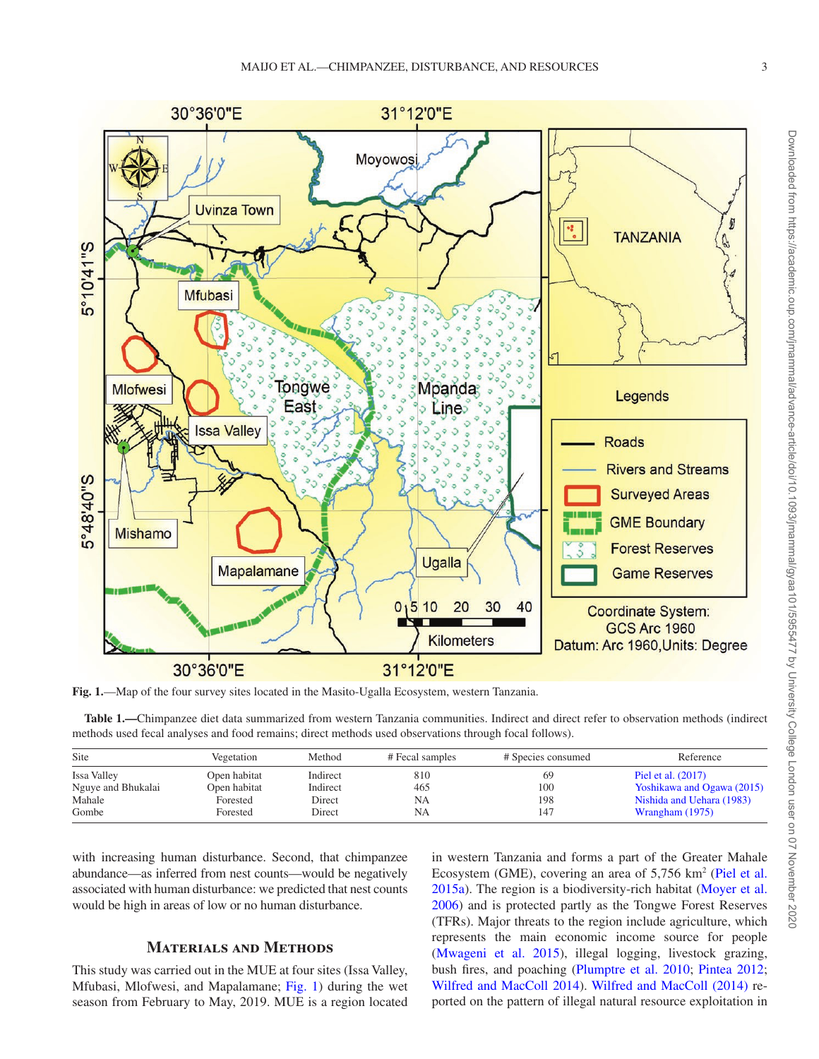Fig. 1.—Map of the four survey sites located in the Masito-Ugalla Ecosystem, western Tanzania.

**Table 1.**—Chimpanzee diet data summarized from western Tanzania communities. Indirect and direct refer to observation methods (indirect methods used fecal analyses and food remains; direct methods used observations through focal follows).

| Site | Vegetation | Method | # Fecal samples | # Species consumed | Reference |
|---|---|---|---|---|---|
| Issa Valley | Open habitat | Indirect | 810 | 69 | Piel et al. (2017) |
| Nguye and Bhukalai | Open habitat | Indirect | 465 | 100 | Yoshikawa and Ogawa (2015) |
| Mahale | Forested | Direct | NA | 198 | Nishida and Uehara (1983) |
| Gombe | Forested | Direct | NA | 147 | Wrangham (1975) |

with increasing human disturbance. Second, that chimpanzee abundance—as inferred from nest counts—would be negatively associated with human disturbance: we predicted that nest counts would be high in areas of low or no human disturbance.

## Materials and Methods

This study was carried out in the MUE at four sites (Issa Valley, Mfubasi, Mlofwesi, and Mapalamane; Fig. 1) during the wet season from February to May, 2019. MUE is a region located in western Tanzania and forms a part of the Greater Mahale Ecosystem (GME), covering an area of 5,756 km$^2$ (Piel et al. 2015a). The region is a biodiversity-rich habitat (Moyer et al. 2006) and is protected partly as the Tongwe Forest Reserves (TFRs). Major threats to the region include agriculture, which represents the main economic income source for people (Mwageni et al. 2015), illegal logging, livestock grazing, bush fires, and poaching (Plumptre et al. 2010; Pintea 2012; Wilfred and MacColl 2014). Wilfred and MacColl (2014) reported on the pattern of illegal natural resource exploitation in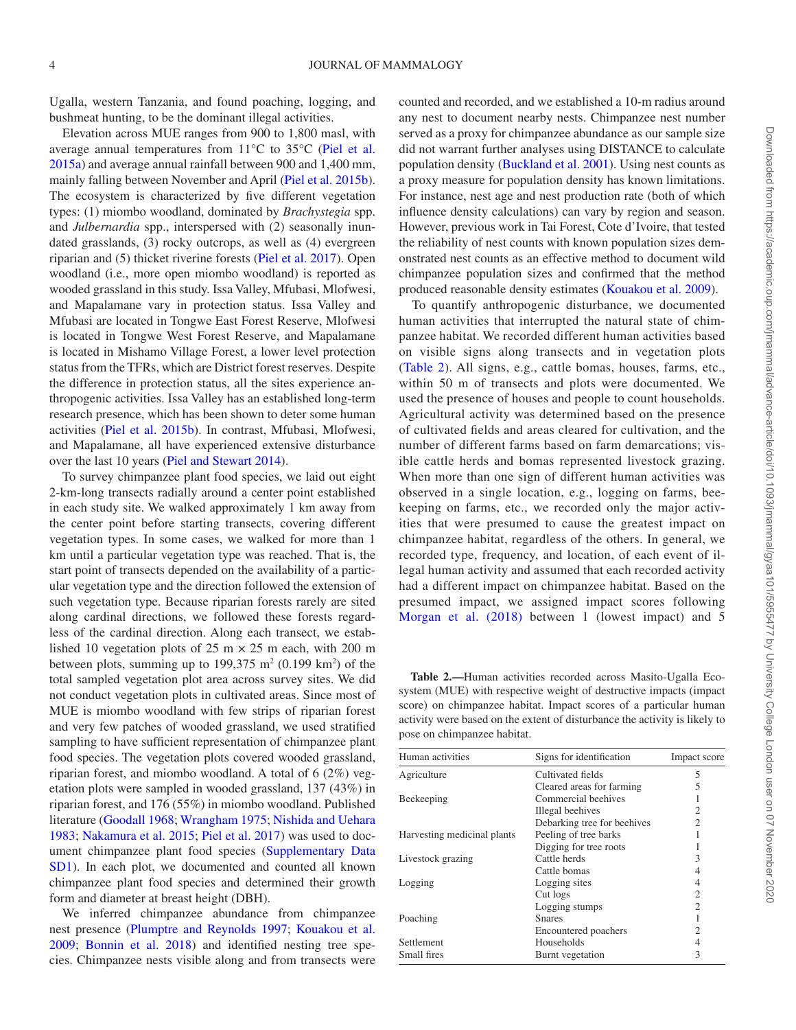Ugalla, western Tanzania, and found poaching, logging, and bushmeat hunting, to be the dominant illegal activities.

Elevation across MUE ranges from 900 to 1,800 masl, with average annual temperatures from 11°C to 35°C (Piel et al. 2015a) and average annual rainfall between 900 and 1,400 mm, mainly falling between November and April (Piel et al. 2015b). The ecosystem is characterized by five different vegetation types: (1) miombo woodland, dominated by *Brachystegia* spp. and *Julbernardia* spp., interspersed with (2) seasonally inundated grasslands, (3) rocky outcrops, as well as (4) evergreen riparian and (5) thicket riverine forests (Piel et al. 2017). Open woodland (i.e., more open miombo woodland) is reported as wooded grassland in this study. Issa Valley, Mfubasi, Mlofwesi, and Mapalamane vary in protection status. Issa Valley and Mfubasi are located in Tongwe East Forest Reserve, Mlofwesi is located in Tongwe West Forest Reserve, and Mapalamane is located in Mishamo Village Forest, a lower level protection status from the TFRs, which are District forest reserves. Despite the difference in protection status, all the sites experience anthropogenic activities. Issa Valley has an established long-term research presence, which has been shown to deter some human activities (Piel et al. 2015b). In contrast, Mfubasi, Mlofwesi, and Mapalamane, all have experienced extensive disturbance over the last 10 years (Piel and Stewart 2014).

To survey chimpanzee plant food species, we laid out eight 2-km-long transects radially around a center point established in each study site. We walked approximately 1 km away from the center point before starting transects, covering different vegetation types. In some cases, we walked for more than 1 km until a particular vegetation type was reached. That is, the start point of transects depended on the availability of a particular vegetation type and the direction followed the extension of such vegetation type. Because riparian forests rarely are sited along cardinal directions, we followed these forests regardless of the cardinal direction. Along each transect, we established 10 vegetation plots of 25 m × 25 m each, with 200 m between plots, summing up to 199,375 m$^2$ (0.199 km$^2$) of the total sampled vegetation plot area across survey sites. We did not conduct vegetation plots in cultivated areas. Since most of MUE is miombo woodland with few strips of riparian forest and very few patches of wooded grassland, we used stratified sampling to have sufficient representation of chimpanzee plant food species. The vegetation plots covered wooded grassland, riparian forest, and miombo woodland. A total of 6 (2%) vegetation plots were sampled in wooded grassland, 137 (43%) in riparian forest, and 176 (55%) in miombo woodland. Published literature (Goodall 1968; Wrangham 1975; Nishida and Uehara 1983; Nakamura et al. 2015; Piel et al. 2017) was used to document chimpanzee plant food species (Supplementary Data SD1). In each plot, we documented and counted all known chimpanzee plant food species and determined their growth form and diameter at breast height (DBH).

We inferred chimpanzee abundance from chimpanzee nest presence (Plumptre and Reynolds 1997; Kouakou et al. 2009; Bonnin et al. 2018) and identified nesting tree species. Chimpanzee nests visible along and from transects were counted and recorded, and we established a 10-m radius around any nest to document nearby nests. Chimpanzee nest number served as a proxy for chimpanzee abundance as our sample size did not warrant further analyses using DISTANCE to calculate population density (Buckland et al. 2001). Using nest counts as a proxy measure for population density has known limitations. For instance, nest age and nest production rate (both of which influence density calculations) can vary by region and season. However, previous work in Tai Forest, Cote d'Ivoire, that tested the reliability of nest counts with known population sizes demonstrated nest counts as an effective method to document wild chimpanzee population sizes and confirmed that the method produced reasonable density estimates (Kouakou et al. 2009).

To quantify anthropogenic disturbance, we documented human activities that interrupted the natural state of chimpanzee habitat. We recorded different human activities based on visible signs along transects and in vegetation plots (Table 2). All signs, e.g., cattle bomas, houses, farms, etc., within 50 m of transects and plots were documented. We used the presence of houses and people to count households. Agricultural activity was determined based on the presence of cultivated fields and areas cleared for cultivation, and the number of different farms based on farm demarcations; visible cattle herds and bomas represented livestock grazing. When more than one sign of different human activities was observed in a single location, e.g., logging on farms, beekeeping on farms, etc., we recorded only the major activities that were presumed to cause the greatest impact on chimpanzee habitat, regardless of the others. In general, we recorded type, frequency, and location, of each event of illegal human activity and assumed that each recorded activity had a different impact on chimpanzee habitat. Based on the presumed impact, we assigned impact scores following Morgan et al. (2018) between 1 (lowest impact) and 5

**Table 2.**—Human activities recorded across Masito-Ugalla Ecosystem (MUE) with respective weight of destructive impacts (impact score) on chimpanzee habitat. Impact scores of a particular human activity were based on the extent of disturbance the activity is likely to pose on chimpanzee habitat.

| Human activities | Signs for identification | Impact score |
|---|---|---|
| Agriculture | Cultivated fields | 5 |
| | Cleared areas for farming | 5 |
| Beekeeping | Commercial beehives | 1 |
| | Illegal beehives | 2 |
| | Debarking tree for beehives | 2 |
| Harvesting medicinal plants | Peeling of tree barks | 1 |
| | Digging for tree roots | 1 |
| Livestock grazing | Cattle herds | 3 |
| | Cattle bomas | 4 |
| Logging | Logging sites | 4 |
| | Cut logs | 2 |
| | Logging stumps | 2 |
| Poaching | Snares | 1 |
| | Encountered poachers | 2 |
| Settlement | Households | 4 |
| Small fires | Burnt vegetation | 3 |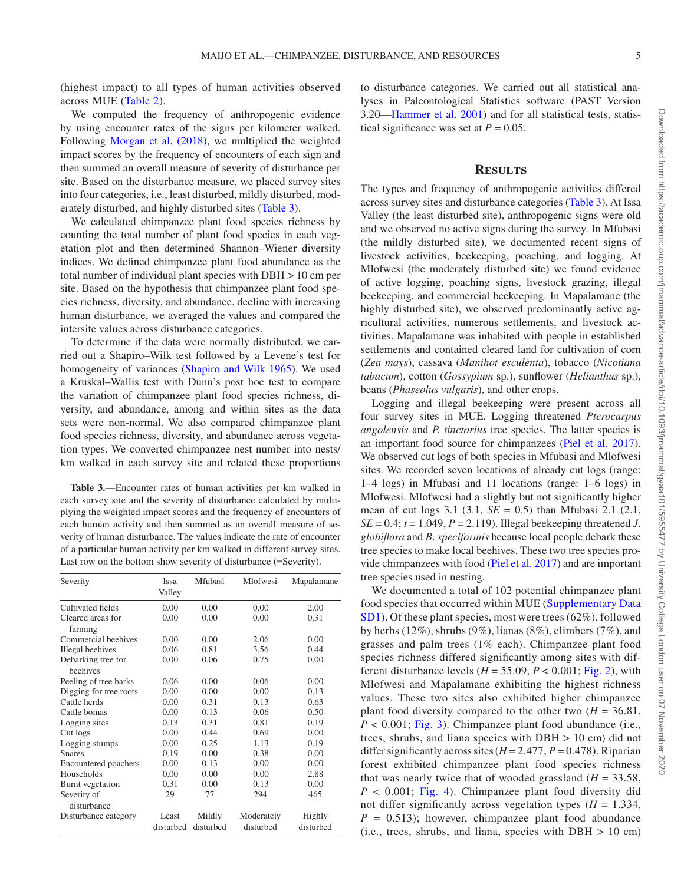(highest impact) to all types of human activities observed across MUE (Table 2).

We computed the frequency of anthropogenic evidence by using encounter rates of the signs per kilometer walked. Following Morgan et al. (2018), we multiplied the weighted impact scores by the frequency of encounters of each sign and then summed an overall measure of severity of disturbance per site. Based on the disturbance measure, we placed survey sites into four categories, i.e., least disturbed, mildly disturbed, moderately disturbed, and highly disturbed sites (Table 3).

We calculated chimpanzee plant food species richness by counting the total number of plant food species in each vegetation plot and then determined Shannon–Wiener diversity indices. We defined chimpanzee plant food abundance as the total number of individual plant species with DBH > 10 cm per site. Based on the hypothesis that chimpanzee plant food species richness, diversity, and abundance, decline with increasing human disturbance, we averaged the values and compared the intersite values across disturbance categories.

To determine if the data were normally distributed, we carried out a Shapiro–Wilk test followed by a Levene's test for homogeneity of variances (Shapiro and Wilk 1965). We used a Kruskal–Wallis test with Dunn's post hoc test to compare the variation of chimpanzee plant food species richness, diversity, and abundance, among and within sites as the data sets were non-normal. We also compared chimpanzee plant food species richness, diversity, and abundance across vegetation types. We converted chimpanzee nest number into nests/km walked in each survey site and related these proportions to disturbance categories. We carried out all statistical analyses in Paleontological Statistics software (PAST Version 3.20—Hammer et al. 2001) and for all statistical tests, statistical significance was set at $P = 0.05$.

**Table 3.**—Encounter rates of human activities per km walked in each survey site and the severity of disturbance calculated by multiplying the weighted impact scores and the frequency of encounters of each human activity and then summed as an overall measure of severity of human disturbance. The values indicate the rate of encounter of a particular human activity per km walked in different survey sites. Last row on the bottom show severity of disturbance (=Severity).

| Severity | Issa Valley | Mfubasi | Mlofwesi | Mapalamane |
|---|---|---|---|---|
| Cultivated fields | 0.00 | 0.00 | 0.00 | 2.00 |
| Cleared areas for farming | 0.00 | 0.00 | 0.00 | 0.31 |
| Commercial beehives | 0.00 | 0.00 | 2.06 | 0.00 |
| Illegal beehives | 0.06 | 0.81 | 3.56 | 0.44 |
| Debarking tree for beehives | 0.00 | 0.06 | 0.75 | 0.00 |
| Peeling of tree barks | 0.06 | 0.00 | 0.06 | 0.00 |
| Digging for tree roots | 0.00 | 0.00 | 0.00 | 0.13 |
| Cattle herds | 0.00 | 0.31 | 0.13 | 0.63 |
| Cattle bomas | 0.00 | 0.13 | 0.06 | 0.50 |
| Logging sites | 0.13 | 0.31 | 0.81 | 0.19 |
| Cut logs | 0.00 | 0.44 | 0.69 | 0.00 |
| Logging stumps | 0.00 | 0.25 | 1.13 | 0.19 |
| Snares | 0.19 | 0.00 | 0.38 | 0.00 |
| Encountered poachers | 0.00 | 0.13 | 0.00 | 0.00 |
| Households | 0.00 | 0.00 | 0.00 | 2.88 |
| Burnt vegetation | 0.31 | 0.00 | 0.13 | 0.00 |
| Severity of disturbance | 29 | 77 | 294 | 465 |
| Disturbance category | Least disturbed | Mildly disturbed | Moderately disturbed | Highly disturbed |

## Results

The types and frequency of anthropogenic activities differed across survey sites and disturbance categories (Table 3). At Issa Valley (the least disturbed site), anthropogenic signs were old and we observed no active signs during the survey. In Mfubasi (the mildly disturbed site), we documented recent signs of livestock activities, beekeeping, poaching, and logging. At Mlofwesi (the moderately disturbed site) we found evidence of active logging, poaching signs, livestock grazing, illegal beekeeping, and commercial beekeeping. In Mapalamane (the highly disturbed site), we observed predominantly active agricultural activities, numerous settlements, and livestock activities. Mapalamane was inhabited with people in established settlements and contained cleared land for cultivation of corn (*Zea mays*), cassava (*Manihot esculenta*), tobacco (*Nicotiana tabacum*), cotton (*Gossypium* sp.), sunflower (*Helianthus* sp.), beans (*Phaseolus vulgaris*), and other crops.

Logging and illegal beekeeping were present across all four survey sites in MUE. Logging threatened *Pterocarpus angolensis* and *P. tinctorius* tree species. The latter species is an important food source for chimpanzees (Piel et al. 2017). We observed cut logs of both species in Mfubasi and Mlofwesi sites. We recorded seven locations of already cut logs (range: 1–4 logs) in Mfubasi and 11 locations (range: 1–6 logs) in Mlofwesi. Mlofwesi had a slightly but not significantly higher mean of cut logs 3.1 (3.1, $SE = 0.5$) than Mfubasi 2.1 (2.1, $SE = 0.4$; $t = 1.049$, $P = 2.119$). Illegal beekeeping threatened *J. globiflora* and *B. speciformis* because local people debark these tree species to make local beehives. These two tree species provide chimpanzees with food (Piel et al. 2017) and are important tree species used in nesting.

We documented a total of 102 potential chimpanzee plant food species that occurred within MUE (Supplementary Data SD1). Of these plant species, most were trees (62%), followed by herbs (12%), shrubs (9%), lianas (8%), climbers (7%), and grasses and palm trees (1% each). Chimpanzee plant food species richness differed significantly among sites with different disturbance levels ($H = 55.09$, $P < 0.001$; Fig. 2), with Mlofwesi and Mapalamane exhibiting the highest richness values. These two sites also exhibited higher chimpanzee plant food diversity compared to the other two ($H = 36.81$, $P < 0.001$; Fig. 3). Chimpanzee plant food abundance (i.e., trees, shrubs, and liana species with DBH > 10 cm) did not differ significantly across sites ($H = 2.477$, $P = 0.478$). Riparian forest exhibited chimpanzee plant food species richness that was nearly twice that of wooded grassland ($H = 33.58$, $P < 0.001$; Fig. 4). Chimpanzee plant food diversity did not differ significantly across vegetation types ($H = 1.334$, $P = 0.513$); however, chimpanzee plant food abundance (i.e., trees, shrubs, and liana, species with DBH > 10 cm)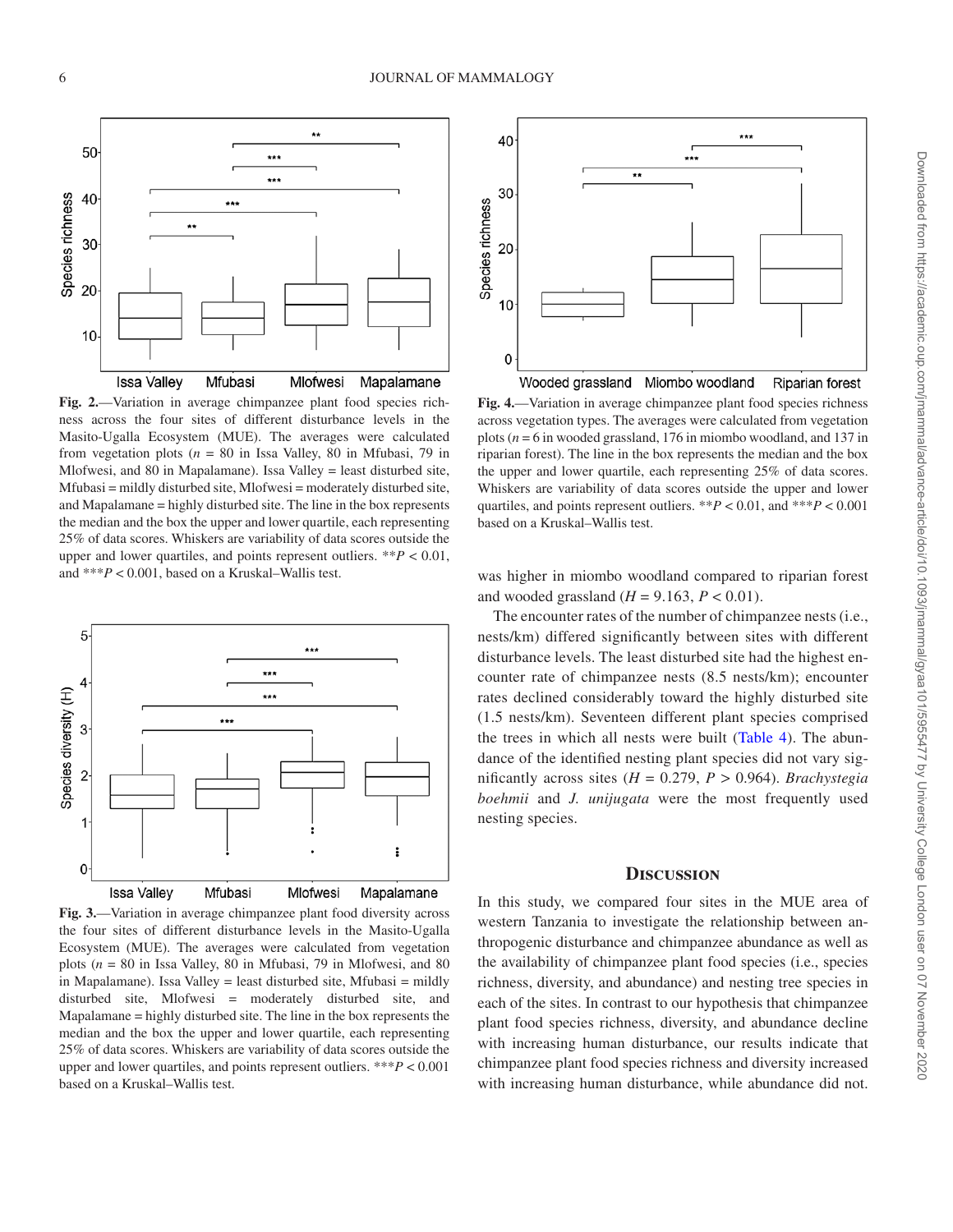**Fig. 2.**—Variation in average chimpanzee plant food species richness across the four sites of different disturbance levels in the Masito-Ugalla Ecosystem (MUE). The averages were calculated from vegetation plots ($n$ = 80 in Issa Valley, 80 in Mfubasi, 79 in Mlofwesi, and 80 in Mapalamane). Issa Valley = least disturbed site, Mfubasi = mildly disturbed site, Mlofwesi = moderately disturbed site, and Mapalamane = highly disturbed site. The line in the box represents the median and the box the upper and lower quartile, each representing 25% of data scores. Whiskers are variability of data scores outside the upper and lower quartiles, and points represent outliers. $^{**}P < 0.01$, and $^{***}P < 0.001$, based on a Kruskal–Wallis test.

**Fig. 3.**—Variation in average chimpanzee plant food diversity across the four sites of different disturbance levels in the Masito-Ugalla Ecosystem (MUE). The averages were calculated from vegetation plots ($n$ = 80 in Issa Valley, 80 in Mfubasi, 79 in Mlofwesi, and 80 in Mapalamane). Issa Valley = least disturbed site, Mfubasi = mildly disturbed site, Mlofwesi = moderately disturbed site, and Mapalamane = highly disturbed site. The line in the box represents the median and the box the upper and lower quartile, each representing 25% of data scores. Whiskers are variability of data scores outside the upper and lower quartiles, and points represent outliers. $^{***}P < 0.001$ based on a Kruskal–Wallis test.

**Fig. 4.**—Variation in average chimpanzee plant food species richness across vegetation types. The averages were calculated from vegetation plots ($n$ = 6 in wooded grassland, 176 in miombo woodland, and 137 in riparian forest). The line in the box represents the median and the box the upper and lower quartile, each representing 25% of data scores. Whiskers are variability of data scores outside the upper and lower quartiles, and points represent outliers. $^{**}P < 0.01$, and $^{***}P < 0.001$ based on a Kruskal–Wallis test.

was higher in miombo woodland compared to riparian forest and wooded grassland ($H = 9.163$, $P < 0.01$).

The encounter rates of the number of chimpanzee nests (i.e., nests/km) differed significantly between sites with different disturbance levels. The least disturbed site had the highest encounter rate of chimpanzee nests (8.5 nests/km); encounter rates declined considerably toward the highly disturbed site (1.5 nests/km). Seventeen different plant species comprised the trees in which all nests were built (Table 4). The abundance of the identified nesting plant species did not vary significantly across sites ($H = 0.279$, $P > 0.964$). *Brachystegia boehmii* and *J. unijugata* were the most frequently used nesting species.

## Discussion

In this study, we compared four sites in the MUE area of western Tanzania to investigate the relationship between anthropogenic disturbance and chimpanzee abundance as well as the availability of chimpanzee plant food species (i.e., species richness, diversity, and abundance) and nesting tree species in each of the sites. In contrast to our hypothesis that chimpanzee plant food species richness, diversity, and abundance decline with increasing human disturbance, our results indicate that chimpanzee plant food species richness and diversity increased with increasing human disturbance, while abundance did not.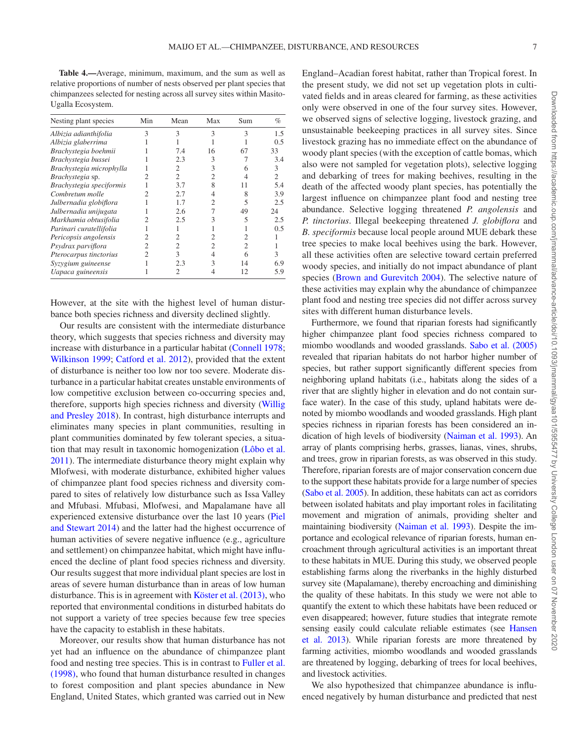**Table 4.**—Average, minimum, maximum, and the sum as well as relative proportions of number of nests observed per plant species that chimpanzees selected for nesting across all survey sites within Masito-Ugalla Ecosystem.

| Nesting plant species | Min | Mean | Max | Sum | % |
|---|---|---|---|---|---|
| *Albizia adianthifolia* | 3 | 3 | 3 | 3 | 1.5 |
| *Albizia glaberrima* | 1 | 1 | 1 | 1 | 0.5 |
| *Brachystegia boehmii* | 1 | 7.4 | 16 | 67 | 33 |
| *Brachystegia bussei* | 1 | 2.3 | 3 | 7 | 3.4 |
| *Brachystegia microphylla* | 1 | 2 | 3 | 6 | 3 |
| *Brachystegia* sp. | 2 | 2 | 2 | 4 | 2 |
| *Brachystegia speciformis* | 1 | 3.7 | 8 | 11 | 5.4 |
| *Combretum molle* | 2 | 2.7 | 4 | 8 | 3.9 |
| *Julbernadia globiflora* | 1 | 1.7 | 2 | 5 | 2.5 |
| *Julbernadia unijugata* | 1 | 2.6 | 7 | 49 | 24 |
| *Markhamia obtusifolia* | 2 | 2.5 | 3 | 5 | 2.5 |
| *Parinari curatellifolia* | 1 | 1 | 1 | 1 | 0.5 |
| *Pericopsis angolensis* | 2 | 2 | 2 | 2 | 1 |
| *Psydrax parviflora* | 2 | 2 | 2 | 2 | 1 |
| *Pterocarpus tinctorius* | 2 | 3 | 4 | 6 | 3 |
| *Syzygium guineense* | 1 | 2.3 | 3 | 14 | 6.9 |
| *Uapaca guineensis* | 1 | 2 | 4 | 12 | 5.9 |

However, at the site with the highest level of human disturbance both species richness and diversity declined slightly.

Our results are consistent with the intermediate disturbance theory, which suggests that species richness and diversity may increase with disturbance in a particular habitat (Connell 1978; Wilkinson 1999; Catford et al. 2012), provided that the extent of disturbance is neither too low nor too severe. Moderate disturbance in a particular habitat creates unstable environments of low competitive exclusion between co-occurring species and, therefore, supports high species richness and diversity (Willig and Presley 2018). In contrast, high disturbance interrupts and eliminates many species in plant communities, resulting in plant communities dominated by few tolerant species, a situation that may result in taxonomic homogenization (Lôbo et al. 2011). The intermediate disturbance theory might explain why Mlofwesi, with moderate disturbance, exhibited higher values of chimpanzee plant food species richness and diversity compared to sites of relatively low disturbance such as Issa Valley and Mfubasi. Mfubasi, Mlofwesi, and Mapalamane have all experienced extensive disturbance over the last 10 years (Piel and Stewart 2014) and the latter had the highest occurrence of human activities of severe negative influence (e.g., agriculture and settlement) on chimpanzee habitat, which might have influenced the decline of plant food species richness and diversity. Our results suggest that more individual plant species are lost in areas of severe human disturbance than in areas of low human disturbance. This is in agreement with Köster et al. (2013), who reported that environmental conditions in disturbed habitats do not support a variety of tree species because few tree species have the capacity to establish in these habitats.

Moreover, our results show that human disturbance has not yet had an influence on the abundance of chimpanzee plant food and nesting tree species. This is in contrast to Fuller et al. (1998), who found that human disturbance resulted in changes to forest composition and plant species abundance in New England, United States, which granted was carried out in New England–Acadian forest habitat, rather than Tropical forest. In the present study, we did not set up vegetation plots in cultivated fields and in areas cleared for farming, as these activities only were observed in one of the four survey sites. However, we observed signs of selective logging, livestock grazing, and unsustainable beekeeping practices in all survey sites. Since livestock grazing has no immediate effect on the abundance of woody plant species (with the exception of cattle bomas, which also were not sampled for vegetation plots), selective logging and debarking of trees for making beehives, resulting in the death of the affected woody plant species, has potentially the largest influence on chimpanzee plant food and nesting tree abundance. Selective logging threatened *P. angolensis* and *P. tinctorius*. Illegal beekeeping threatened *J. globiflora* and *B. speciformis* because local people around MUE debark these tree species to make local beehives using the bark. However, all these activities often are selective toward certain preferred woody species, and initially do not impact abundance of plant species (Brown and Gurevitch 2004). The selective nature of these activities may explain why the abundance of chimpanzee plant food and nesting tree species did not differ across survey sites with different human disturbance levels.

Furthermore, we found that riparian forests had significantly higher chimpanzee plant food species richness compared to miombo woodlands and wooded grasslands. Sabo et al. (2005) revealed that riparian habitats do not harbor higher number of species, but rather support significantly different species from neighboring upland habitats (i.e., habitats along the sides of a river that are slightly higher in elevation and do not contain surface water). In the case of this study, upland habitats were denoted by miombo woodlands and wooded grasslands. High plant species richness in riparian forests has been considered an indication of high levels of biodiversity (Naiman et al. 1993). An array of plants comprising herbs, grasses, lianas, vines, shrubs, and trees, grow in riparian forests, as was observed in this study. Therefore, riparian forests are of major conservation concern due to the support these habitats provide for a large number of species (Sabo et al. 2005). In addition, these habitats can act as corridors between isolated habitats and play important roles in facilitating movement and migration of animals, providing shelter and maintaining biodiversity (Naiman et al. 1993). Despite the importance and ecological relevance of riparian forests, human encroachment through agricultural activities is an important threat to these habitats in MUE. During this study, we observed people establishing farms along the riverbanks in the highly disturbed survey site (Mapalamane), thereby encroaching and diminishing the quality of these habitats. In this study we were not able to quantify the extent to which these habitats have been reduced or even disappeared; however, future studies that integrate remote sensing easily could calculate reliable estimates (see Hansen et al. 2013). While riparian forests are more threatened by farming activities, miombo woodlands and wooded grasslands are threatened by logging, debarking of trees for local beehives, and livestock activities.

We also hypothesized that chimpanzee abundance is influenced negatively by human disturbance and predicted that nest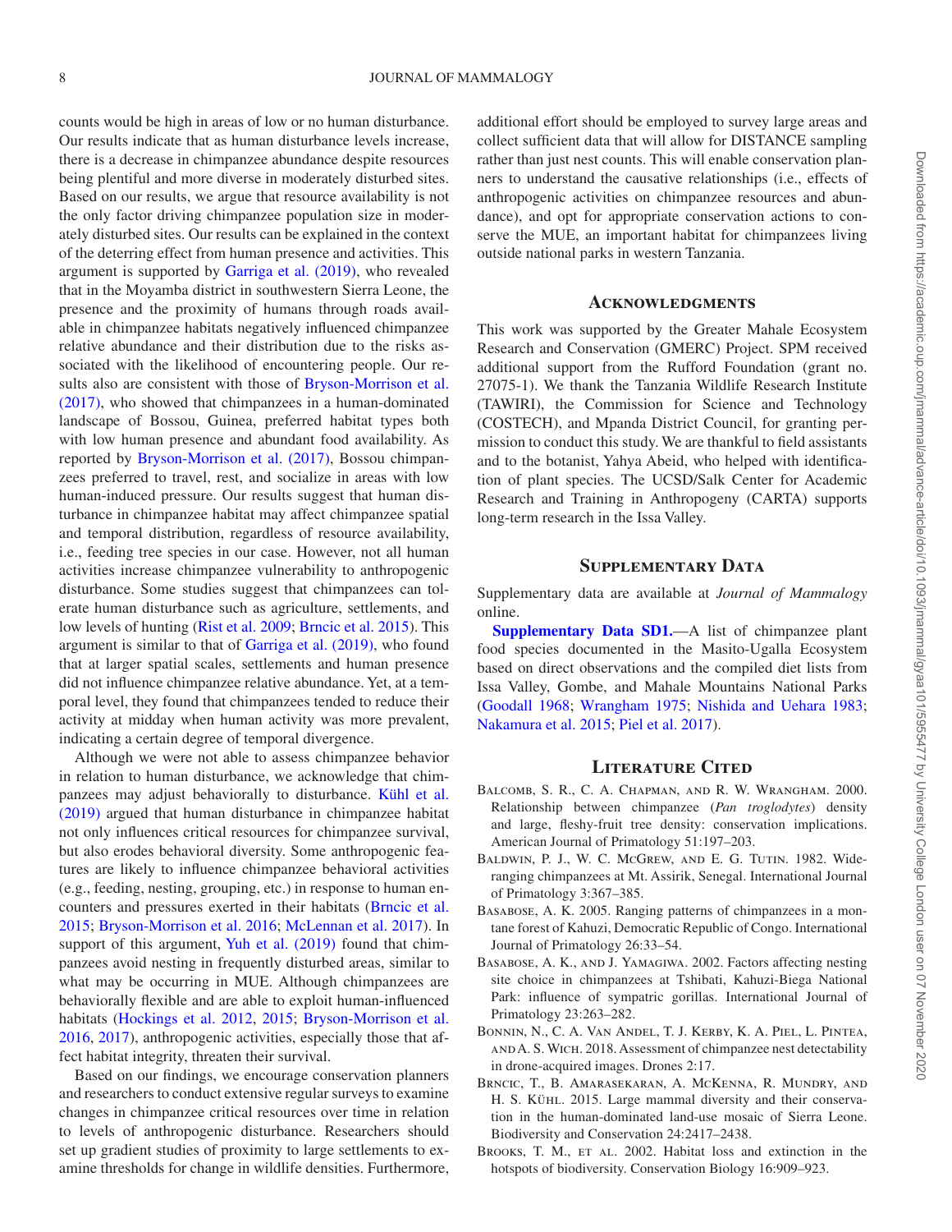counts would be high in areas of low or no human disturbance. Our results indicate that as human disturbance levels increase, there is a decrease in chimpanzee abundance despite resources being plentiful and more diverse in moderately disturbed sites. Based on our results, we argue that resource availability is not the only factor driving chimpanzee population size in moderately disturbed sites. Our results can be explained in the context of the deterring effect from human presence and activities. This argument is supported by Garriga et al. (2019), who revealed that in the Moyamba district in southwestern Sierra Leone, the presence and the proximity of humans through roads available in chimpanzee habitats negatively influenced chimpanzee relative abundance and their distribution due to the risks associated with the likelihood of encountering people. Our results also are consistent with those of Bryson-Morrison et al. (2017), who showed that chimpanzees in a human-dominated landscape of Bossou, Guinea, preferred habitat types both with low human presence and abundant food availability. As reported by Bryson-Morrison et al. (2017), Bossou chimpanzees preferred to travel, rest, and socialize in areas with low human-induced pressure. Our results suggest that human disturbance in chimpanzee habitat may affect chimpanzee spatial and temporal distribution, regardless of resource availability, i.e., feeding tree species in our case. However, not all human activities increase chimpanzee vulnerability to anthropogenic disturbance. Some studies suggest that chimpanzees can tolerate human disturbance such as agriculture, settlements, and low levels of hunting (Rist et al. 2009; Brncic et al. 2015). This argument is similar to that of Garriga et al. (2019), who found that at larger spatial scales, settlements and human presence did not influence chimpanzee relative abundance. Yet, at a temporal level, they found that chimpanzees tended to reduce their activity at midday when human activity was more prevalent, indicating a certain degree of temporal divergence.

Although we were not able to assess chimpanzee behavior in relation to human disturbance, we acknowledge that chimpanzees may adjust behaviorally to disturbance. Kühl et al. (2019) argued that human disturbance in chimpanzee habitat not only influences critical resources for chimpanzee survival, but also erodes behavioral diversity. Some anthropogenic features are likely to influence chimpanzee behavioral activities (e.g., feeding, nesting, grouping, etc.) in response to human encounters and pressures exerted in their habitats (Brncic et al. 2015; Bryson-Morrison et al. 2016; McLennan et al. 2017). In support of this argument, Yuh et al. (2019) found that chimpanzees avoid nesting in frequently disturbed areas, similar to what may be occurring in MUE. Although chimpanzees are behaviorally flexible and are able to exploit human-influenced habitats (Hockings et al. 2012, 2015; Bryson-Morrison et al. 2016, 2017), anthropogenic activities, especially those that affect habitat integrity, threaten their survival.

Based on our findings, we encourage conservation planners and researchers to conduct extensive regular surveys to examine changes in chimpanzee critical resources over time in relation to levels of anthropogenic disturbance. Researchers should set up gradient studies of proximity to large settlements to examine thresholds for change in wildlife densities. Furthermore, additional effort should be employed to survey large areas and collect sufficient data that will allow for DISTANCE sampling rather than just nest counts. This will enable conservation planners to understand the causative relationships (i.e., effects of anthropogenic activities on chimpanzee resources and abundance), and opt for appropriate conservation actions to conserve the MUE, an important habitat for chimpanzees living outside national parks in western Tanzania.

## Acknowledgments

This work was supported by the Greater Mahale Ecosystem Research and Conservation (GMERC) Project. SPM received additional support from the Rufford Foundation (grant no. 27075-1). We thank the Tanzania Wildlife Research Institute (TAWIRI), the Commission for Science and Technology (COSTECH), and Mpanda District Council, for granting permission to conduct this study. We are thankful to field assistants and to the botanist, Yahya Abeid, who helped with identification of plant species. The UCSD/Salk Center for Academic Research and Training in Anthropogeny (CARTA) supports long-term research in the Issa Valley.

## Supplementary Data

Supplementary data are available at *Journal of Mammalogy* online.

**Supplementary Data SD1.**—A list of chimpanzee plant food species documented in the Masito-Ugalla Ecosystem based on direct observations and the compiled diet lists from Issa Valley, Gombe, and Mahale Mountains National Parks (Goodall 1968; Wrangham 1975; Nishida and Uehara 1983; Nakamura et al. 2015; Piel et al. 2017).

## Literature Cited

Balcomb, S. R., C. A. Chapman, and R. W. Wrangham. 2000. Relationship between chimpanzee (*Pan troglodytes*) density and large, fleshy-fruit tree density: conservation implications. American Journal of Primatology 51:197–203.

Baldwin, P. J., W. C. McGrew, and E. G. Tutin. 1982. Wide-ranging chimpanzees at Mt. Assirik, Senegal. International Journal of Primatology 3:367–385.

Basabose, A. K. 2005. Ranging patterns of chimpanzees in a montane forest of Kahuzi, Democratic Republic of Congo. International Journal of Primatology 26:33–54.

Basabose, A. K., and J. Yamagiwa. 2002. Factors affecting nesting site choice in chimpanzees at Tshibati, Kahuzi-Biega National Park: influence of sympatric gorillas. International Journal of Primatology 23:263–282.

Bonnin, N., C. A. Van Andel, T. J. Kerby, K. A. Piel, L. Pintea, and A. S. Wich. 2018. Assessment of chimpanzee nest detectability in drone-acquired images. Drones 2:17.

Brncic, T., B. Amarasekaran, A. McKenna, R. Mundry, and H. S. Kühl. 2015. Large mammal diversity and their conservation in the human-dominated land-use mosaic of Sierra Leone. Biodiversity and Conservation 24:2417–2438.

Brooks, T. M., et al. 2002. Habitat loss and extinction in the hotspots of biodiversity. Conservation Biology 16:909–923.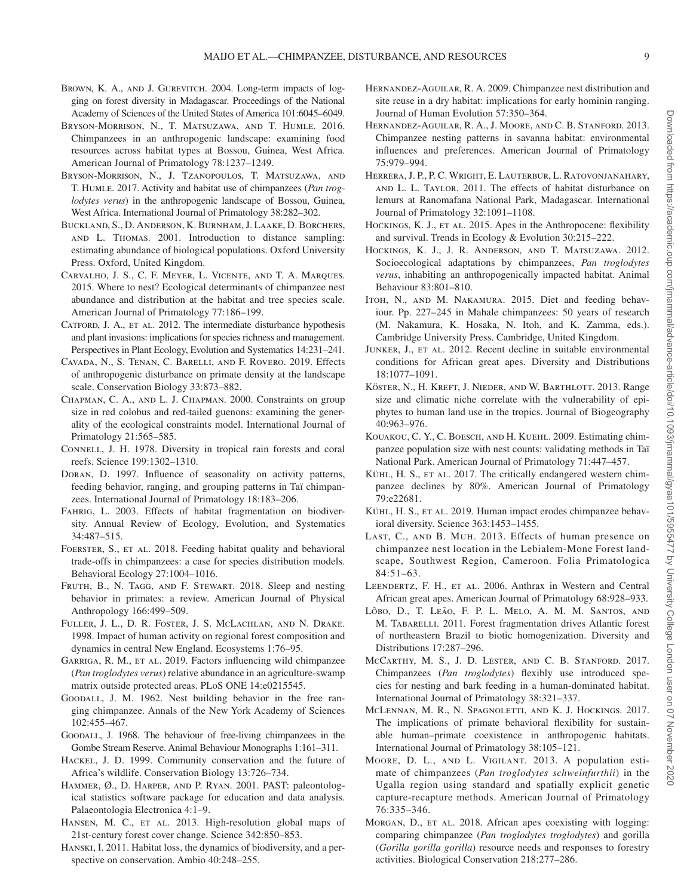Brown, K. A., and J. Gurevitch. 2004. Long-term impacts of logging on forest diversity in Madagascar. Proceedings of the National Academy of Sciences of the United States of America 101:6045–6049.

Bryson-Morrison, N., T. Matsuzawa, and T. Humle. 2016. Chimpanzees in an anthropogenic landscape: examining food resources across habitat types at Bossou, Guinea, West Africa. American Journal of Primatology 78:1237–1249.

Bryson-Morrison, N., J. Tzanopoulos, T. Matsuzawa, and T. Humle. 2017. Activity and habitat use of chimpanzees (*Pan troglodytes verus*) in the anthropogenic landscape of Bossou, Guinea, West Africa. International Journal of Primatology 38:282–302.

Buckland, S., D. Anderson, K. Burnham, J. Laake, D. Borchers, and L. Thomas. 2001. Introduction to distance sampling: estimating abundance of biological populations. Oxford University Press. Oxford, United Kingdom.

Carvalho, J. S., C. F. Meyer, L. Vicente, and T. A. Marques. 2015. Where to nest? Ecological determinants of chimpanzee nest abundance and distribution at the habitat and tree species scale. American Journal of Primatology 77:186–199.

Catford, J. A., et al. 2012. The intermediate disturbance hypothesis and plant invasions: implications for species richness and management. Perspectives in Plant Ecology, Evolution and Systematics 14:231–241.

Cavada, N., S. Tenan, C. Barelli, and F. Rovero. 2019. Effects of anthropogenic disturbance on primate density at the landscape scale. Conservation Biology 33:873–882.

Chapman, C. A., and L. J. Chapman. 2000. Constraints on group size in red colobus and red-tailed guenons: examining the generality of the ecological constraints model. International Journal of Primatology 21:565–585.

Connell, J. H. 1978. Diversity in tropical rain forests and coral reefs. Science 199:1302–1310.

Doran, D. 1997. Influence of seasonality on activity patterns, feeding behavior, ranging, and grouping patterns in Taï chimpanzees. International Journal of Primatology 18:183–206.

Fahrig, L. 2003. Effects of habitat fragmentation on biodiversity. Annual Review of Ecology, Evolution, and Systematics 34:487–515.

Foerster, S., et al. 2018. Feeding habitat quality and behavioral trade-offs in chimpanzees: a case for species distribution models. Behavioral Ecology 27:1004–1016.

Fruth, B., N. Tagg, and F. Stewart. 2018. Sleep and nesting behavior in primates: a review. American Journal of Physical Anthropology 166:499–509.

Fuller, J. L., D. R. Foster, J. S. McLachlan, and N. Drake. 1998. Impact of human activity on regional forest composition and dynamics in central New England. Ecosystems 1:76–95.

Garriga, R. M., et al. 2019. Factors influencing wild chimpanzee (*Pan troglodytes verus*) relative abundance in an agriculture-swamp matrix outside protected areas. PLoS ONE 14:e0215545.

Goodall, J. M. 1962. Nest building behavior in the free ranging chimpanzee. Annals of the New York Academy of Sciences 102:455–467.

Goodall, J. 1968. The behaviour of free-living chimpanzees in the Gombe Stream Reserve. Animal Behaviour Monographs 1:161–311.

Hackel, J. D. 1999. Community conservation and the future of Africa's wildlife. Conservation Biology 13:726–734.

Hammer, Ø., D. Harper, and P. Ryan. 2001. PAST: paleontological statistics software package for education and data analysis. Palaeontologia Electronica 4:1–9.

Hansen, M. C., et al. 2013. High-resolution global maps of 21st-century forest cover change. Science 342:850–853.

Hanski, I. 2011. Habitat loss, the dynamics of biodiversity, and a perspective on conservation. Ambio 40:248–255.

Hernandez-Aguilar, R. A. 2009. Chimpanzee nest distribution and site reuse in a dry habitat: implications for early hominin ranging. Journal of Human Evolution 57:350–364.

Hernandez-Aguilar, R. A., J. Moore, and C. B. Stanford. 2013. Chimpanzee nesting patterns in savanna habitat: environmental influences and preferences. American Journal of Primatology 75:979–994.

Herrera, J. P., P. C. Wright, E. Lauterbur, L. Ratovonjanahary, and L. L. Taylor. 2011. The effects of habitat disturbance on lemurs at Ranomafana National Park, Madagascar. International Journal of Primatology 32:1091–1108.

Hockings, K. J., et al. 2015. Apes in the Anthropocene: flexibility and survival. Trends in Ecology & Evolution 30:215–222.

Hockings, K. J., J. R. Anderson, and T. Matsuzawa. 2012. Socioecological adaptations by chimpanzees, *Pan troglodytes verus*, inhabiting an anthropogenically impacted habitat. Animal Behaviour 83:801–810.

Itoh, N., and M. Nakamura. 2015. Diet and feeding behaviour. Pp. 227–245 in Mahale chimpanzees: 50 years of research (M. Nakamura, K. Hosaka, N. Itoh, and K. Zamma, eds.). Cambridge University Press. Cambridge, United Kingdom.

Junker, J., et al. 2012. Recent decline in suitable environmental conditions for African great apes. Diversity and Distributions 18:1077–1091.

Köster, N., H. Kreft, J. Nieder, and W. Barthlott. 2013. Range size and climatic niche correlate with the vulnerability of epiphytes to human land use in the tropics. Journal of Biogeography 40:963–976.

Kouakou, C. Y., C. Boesch, and H. Kuehl. 2009. Estimating chimpanzee population size with nest counts: validating methods in Taï National Park. American Journal of Primatology 71:447–457.

Kühl, H. S., et al. 2017. The critically endangered western chimpanzee declines by 80%. American Journal of Primatology 79:e22681.

Kühl, H. S., et al. 2019. Human impact erodes chimpanzee behavioral diversity. Science 363:1453–1455.

Last, C., and B. Muh. 2013. Effects of human presence on chimpanzee nest location in the Lebialem-Mone Forest landscape, Southwest Region, Cameroon. Folia Primatologica 84:51–63.

Leendertz, F. H., et al. 2006. Anthrax in Western and Central African great apes. American Journal of Primatology 68:928–933.

Lôbo, D., T. Leão, F. P. L. Melo, A. M. M. Santos, and M. Tabarelli. 2011. Forest fragmentation drives Atlantic forest of northeastern Brazil to biotic homogenization. Diversity and Distributions 17:287–296.

McCarthy, M. S., J. D. Lester, and C. B. Stanford. 2017. Chimpanzees (*Pan troglodytes*) flexibly use introduced species for nesting and bark feeding in a human-dominated habitat. International Journal of Primatology 38:321–337.

McLennan, M. R., N. Spagnoletti, and K. J. Hockings. 2017. The implications of primate behavioral flexibility for sustainable human–primate coexistence in anthropogenic habitats. International Journal of Primatology 38:105–121.

Moore, D. L., and L. Vigilant. 2013. A population estimate of chimpanzees (*Pan troglodytes schweinfurthii*) in the Ugalla region using standard and spatially explicit genetic capture-recapture methods. American Journal of Primatology 76:335–346.

Morgan, D., et al. 2018. African apes coexisting with logging: comparing chimpanzee (*Pan troglodytes troglodytes*) and gorilla (*Gorilla gorilla gorilla*) resource needs and responses to forestry activities. Biological Conservation 218:277–286.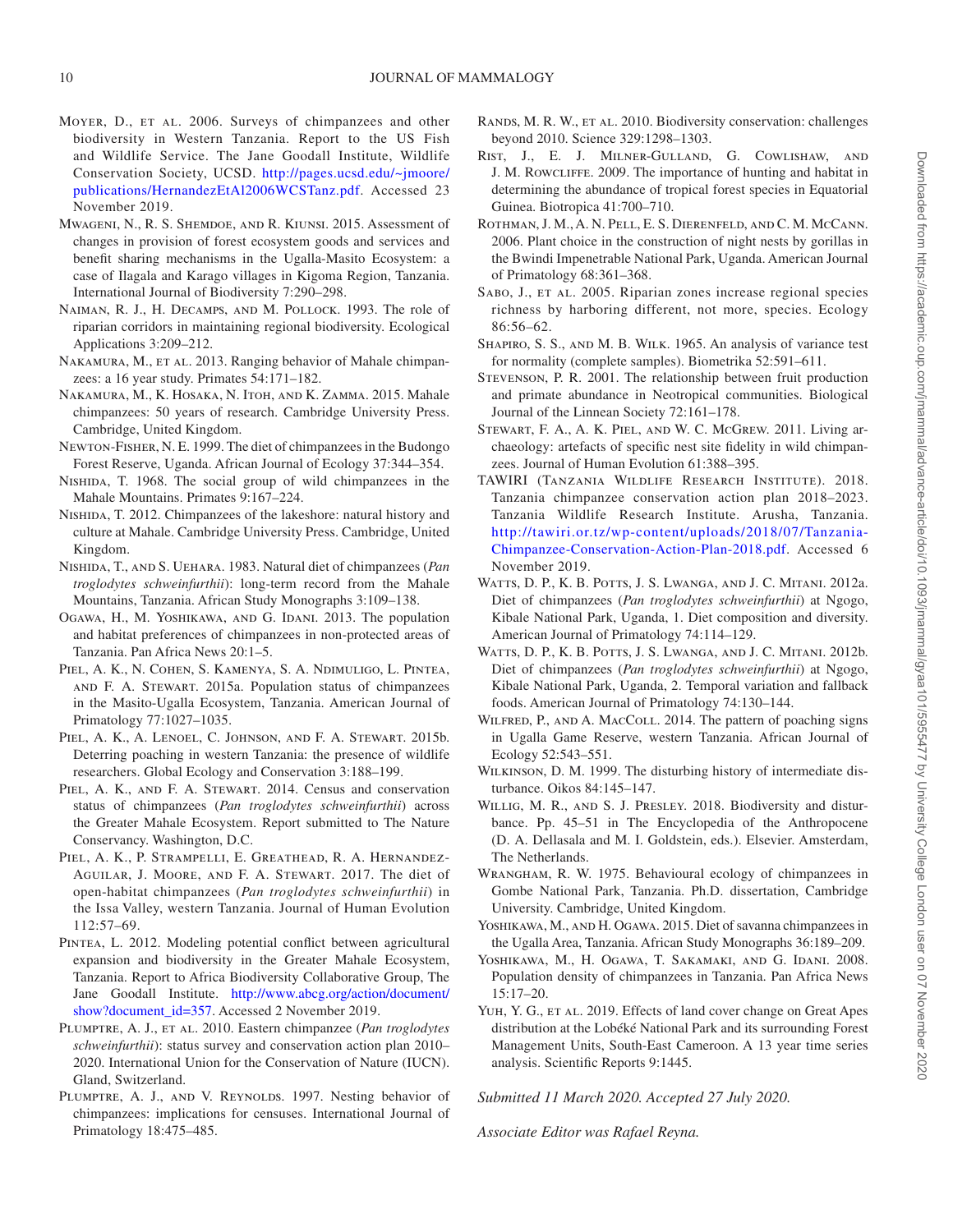Moyer, D., et al. 2006. Surveys of chimpanzees and other biodiversity in Western Tanzania. Report to the US Fish and Wildlife Service. The Jane Goodall Institute, Wildlife Conservation Society, UCSD. http://pages.ucsd.edu/~jmoore/publications/HernandezEtAl2006WCSTanz.pdf. Accessed 23 November 2019.

Mwageni, N., R. S. Shemdoe, and R. Kiunsi. 2015. Assessment of changes in provision of forest ecosystem goods and services and benefit sharing mechanisms in the Ugalla-Masito Ecosystem: a case of Ilagala and Karago villages in Kigoma Region, Tanzania. International Journal of Biodiversity 7:290–298.

Naiman, R. J., H. Decamps, and M. Pollock. 1993. The role of riparian corridors in maintaining regional biodiversity. Ecological Applications 3:209–212.

Nakamura, M., et al. 2013. Ranging behavior of Mahale chimpanzees: a 16 year study. Primates 54:171–182.

Nakamura, M., K. Hosaka, N. Itoh, and K. Zamma. 2015. Mahale chimpanzees: 50 years of research. Cambridge University Press. Cambridge, United Kingdom.

Newton-Fisher, N. E. 1999. The diet of chimpanzees in the Budongo Forest Reserve, Uganda. African Journal of Ecology 37:344–354.

Nishida, T. 1968. The social group of wild chimpanzees in the Mahale Mountains. Primates 9:167–224.

Nishida, T. 2012. Chimpanzees of the lakeshore: natural history and culture at Mahale. Cambridge University Press. Cambridge, United Kingdom.

Nishida, T., and S. Uehara. 1983. Natural diet of chimpanzees (*Pan troglodytes schweinfurthii*): long-term record from the Mahale Mountains, Tanzania. African Study Monographs 3:109–138.

Ogawa, H., M. Yoshikawa, and G. Idani. 2013. The population and habitat preferences of chimpanzees in non-protected areas of Tanzania. Pan Africa News 20:1–5.

Piel, A. K., N. Cohen, S. Kamenya, S. A. Ndimuligo, L. Pintea, and F. A. Stewart. 2015a. Population status of chimpanzees in the Masito-Ugalla Ecosystem, Tanzania. American Journal of Primatology 77:1027–1035.

Piel, A. K., A. Lenoel, C. Johnson, and F. A. Stewart. 2015b. Deterring poaching in western Tanzania: the presence of wildlife researchers. Global Ecology and Conservation 3:188–199.

Piel, A. K., and F. A. Stewart. 2014. Census and conservation status of chimpanzees (*Pan troglodytes schweinfurthii*) across the Greater Mahale Ecosystem. Report submitted to The Nature Conservancy. Washington, D.C.

Piel, A. K., P. Strampelli, E. Greathead, R. A. Hernandez-Aguilar, J. Moore, and F. A. Stewart. 2017. The diet of open-habitat chimpanzees (*Pan troglodytes schweinfurthii*) in the Issa Valley, western Tanzania. Journal of Human Evolution 112:57–69.

Pintea, L. 2012. Modeling potential conflict between agricultural expansion and biodiversity in the Greater Mahale Ecosystem, Tanzania. Report to Africa Biodiversity Collaborative Group, The Jane Goodall Institute. http://www.abcg.org/action/document/show?document_id=357. Accessed 2 November 2019.

Plumptre, A. J., et al. 2010. Eastern chimpanzee (*Pan troglodytes schweinfurthii*): status survey and conservation action plan 2010–2020. International Union for the Conservation of Nature (IUCN). Gland, Switzerland.

Plumptre, A. J., and V. Reynolds. 1997. Nesting behavior of chimpanzees: implications for censuses. International Journal of Primatology 18:475–485.

Rands, M. R. W., et al. 2010. Biodiversity conservation: challenges beyond 2010. Science 329:1298–1303.

Rist, J., E. J. Milner-Gulland, G. Cowlishaw, and J. M. Rowcliffe. 2009. The importance of hunting and habitat in determining the abundance of tropical forest species in Equatorial Guinea. Biotropica 41:700–710.

Rothman, J. M., A. N. Pell, E. S. Dierenfeld, and C. M. McCann. 2006. Plant choice in the construction of night nests by gorillas in the Bwindi Impenetrable National Park, Uganda. American Journal of Primatology 68:361–368.

Sabo, J., et al. 2005. Riparian zones increase regional species richness by harboring different, not more, species. Ecology 86:56–62.

Shapiro, S. S., and M. B. Wilk. 1965. An analysis of variance test for normality (complete samples). Biometrika 52:591–611.

Stevenson, P. R. 2001. The relationship between fruit production and primate abundance in Neotropical communities. Biological Journal of the Linnean Society 72:161–178.

Stewart, F. A., A. K. Piel, and W. C. McGrew. 2011. Living archaeology: artefacts of specific nest site fidelity in wild chimpanzees. Journal of Human Evolution 61:388–395.

TAWIRI (Tanzania Wildlife Research Institute). 2018. Tanzania chimpanzee conservation action plan 2018–2023. Tanzania Wildlife Research Institute. Arusha, Tanzania. http://tawiri.or.tz/wp-content/uploads/2018/07/Tanzania-Chimpanzee-Conservation-Action-Plan-2018.pdf. Accessed 6 November 2019.

Watts, D. P., K. B. Potts, J. S. Lwanga, and J. C. Mitani. 2012a. Diet of chimpanzees (*Pan troglodytes schweinfurthii*) at Ngogo, Kibale National Park, Uganda, 1. Diet composition and diversity. American Journal of Primatology 74:114–129.

Watts, D. P., K. B. Potts, J. S. Lwanga, and J. C. Mitani. 2012b. Diet of chimpanzees (*Pan troglodytes schweinfurthii*) at Ngogo, Kibale National Park, Uganda, 2. Temporal variation and fallback foods. American Journal of Primatology 74:130–144.

Wilfred, P., and A. MacColl. 2014. The pattern of poaching signs in Ugalla Game Reserve, western Tanzania. African Journal of Ecology 52:543–551.

Wilkinson, D. M. 1999. The disturbing history of intermediate disturbance. Oikos 84:145–147.

Willig, M. R., and S. J. Presley. 2018. Biodiversity and disturbance. Pp. 45–51 in The Encyclopedia of the Anthropocene (D. A. Dellasala and M. I. Goldstein, eds.). Elsevier. Amsterdam, The Netherlands.

Wrangham, R. W. 1975. Behavioural ecology of chimpanzees in Gombe National Park, Tanzania. Ph.D. dissertation, Cambridge University. Cambridge, United Kingdom.

Yoshikawa, M., and H. Ogawa. 2015. Diet of savanna chimpanzees in the Ugalla Area, Tanzania. African Study Monographs 36:189–209.

Yoshikawa, M., H. Ogawa, T. Sakamaki, and G. Idani. 2008. Population density of chimpanzees in Tanzania. Pan Africa News 15:17–20.

Yuh, Y. G., et al. 2019. Effects of land cover change on Great Apes distribution at the Lobéké National Park and its surrounding Forest Management Units, South-East Cameroon. A 13 year time series analysis. Scientific Reports 9:1445.

*Submitted 11 March 2020. Accepted 27 July 2020.*

*Associate Editor was Rafael Reyna.*